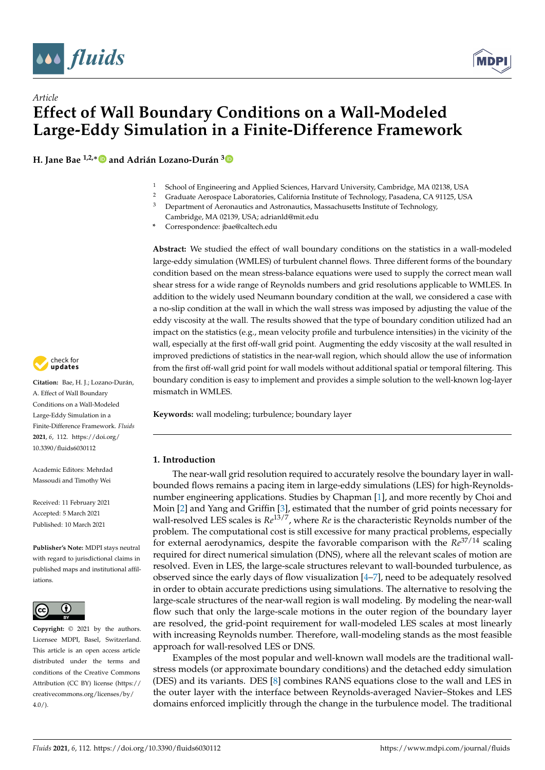*Article*

# Effect of Wall Boundary Conditions on a Wall-Modeled Large-Eddy Simulation in a Finite-Difference Framework

**H. Jane Bae** [1,2,*] **and Adrián Lozano-Durán** [3]

[1] School of Engineering and Applied Sciences, Harvard University, Cambridge, MA 02138, USA
[2] Graduate Aerospace Laboratories, California Institute of Technology, Pasadena, CA 91125, USA
[3] Department of Aeronautics and Astronautics, Massachusetts Institute of Technology, Cambridge, MA 02139, USA; adrianld@mit.edu
* Correspondence: jbae@caltech.edu

**Abstract:** We studied the effect of wall boundary conditions on the statistics in a wall-modeled large-eddy simulation (WMLES) of turbulent channel flows. Three different forms of the boundary condition based on the mean stress-balance equations were used to supply the correct mean wall shear stress for a wide range of Reynolds numbers and grid resolutions applicable to WMLES. In addition to the widely used Neumann boundary condition at the wall, we considered a case with a no-slip condition at the wall in which the wall stress was imposed by adjusting the value of the eddy viscosity at the wall. The results showed that the type of boundary condition utilized had an impact on the statistics (e.g., mean velocity profile and turbulence intensities) in the vicinity of the wall, especially at the first off-wall grid point. Augmenting the eddy viscosity at the wall resulted in improved predictions of statistics in the near-wall region, which should allow the use of information from the first off-wall grid point for wall models without additional spatial or temporal filtering. This boundary condition is easy to implement and provides a simple solution to the well-known log-layer mismatch in WMLES.

**Keywords:** wall modeling; turbulence; boundary layer

**Citation:** Bae, H. J.; Lozano-Durán, A. Effect of Wall Boundary Conditions on a Wall-Modeled Large-Eddy Simulation in a Finite-Difference Framework. *Fluids* **2021**, *6*, 112. https://doi.org/10.3390/fluids6030112

Academic Editors: Mehrdad Massoudi and Timothy Wei

Received: 11 February 2021
Accepted: 5 March 2021
Published: 10 March 2021

**Publisher's Note:** MDPI stays neutral with regard to jurisdictional claims in published maps and institutional affiliations.

**Copyright:** © 2021 by the authors. Licensee MDPI, Basel, Switzerland. This article is an open access article distributed under the terms and conditions of the Creative Commons Attribution (CC BY) license (https://creativecommons.org/licenses/by/4.0/).

## 1. Introduction

The near-wall grid resolution required to accurately resolve the boundary layer in wall-bounded flows remains a pacing item in large-eddy simulations (LES) for high-Reynolds-number engineering applications. Studies by Chapman [1], and more recently by Choi and Moin [2] and Yang and Griffin [3], estimated that the number of grid points necessary for wall-resolved LES scales is $Re^{13/7}$, where $Re$ is the characteristic Reynolds number of the problem. The computational cost is still excessive for many practical problems, especially for external aerodynamics, despite the favorable comparison with the $Re^{37/14}$ scaling required for direct numerical simulation (DNS), where all the relevant scales of motion are resolved. Even in LES, the large-scale structures relevant to wall-bounded turbulence, as observed since the early days of flow visualization [4–7], need to be adequately resolved in order to obtain accurate predictions using simulations. The alternative to resolving the large-scale structures of the near-wall region is wall modeling. By modeling the near-wall flow such that only the large-scale motions in the outer region of the boundary layer are resolved, the grid-point requirement for wall-modeled LES scales at most linearly with increasing Reynolds number. Therefore, wall-modeling stands as the most feasible approach for wall-resolved LES or DNS.

Examples of the most popular and well-known wall models are the traditional wall-stress models (or approximate boundary conditions) and the detached eddy simulation (DES) and its variants. DES [8] combines RANS equations close to the wall and LES in the outer layer with the interface between Reynolds-averaged Navier–Stokes and LES domains enforced implicitly through the change in the turbulence model. The traditional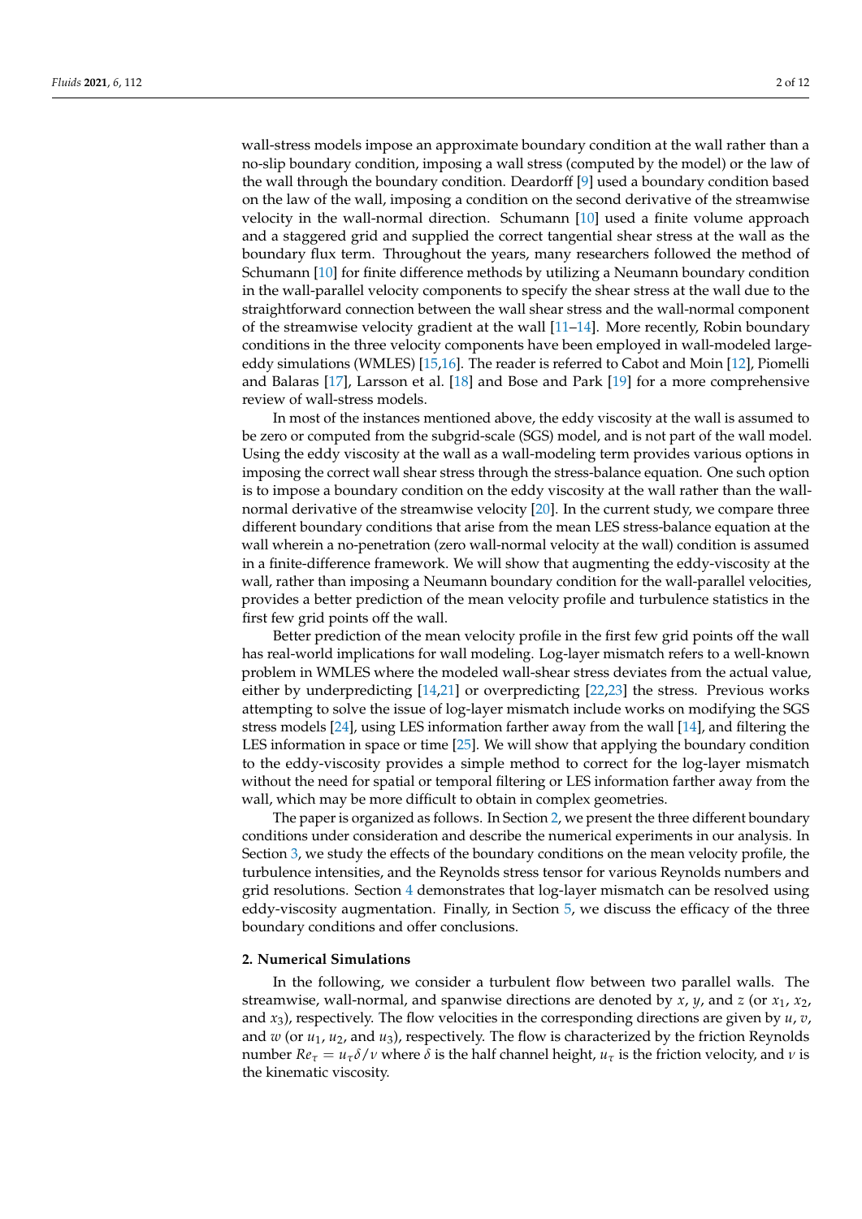wall-stress models impose an approximate boundary condition at the wall rather than a no-slip boundary condition, imposing a wall stress (computed by the model) or the law of the wall through the boundary condition. Deardorff [9] used a boundary condition based on the law of the wall, imposing a condition on the second derivative of the streamwise velocity in the wall-normal direction. Schumann [10] used a finite volume approach and a staggered grid and supplied the correct tangential shear stress at the wall as the boundary flux term. Throughout the years, many researchers followed the method of Schumann [10] for finite difference methods by utilizing a Neumann boundary condition in the wall-parallel velocity components to specify the shear stress at the wall due to the straightforward connection between the wall shear stress and the wall-normal component of the streamwise velocity gradient at the wall [11–14]. More recently, Robin boundary conditions in the three velocity components have been employed in wall-modeled large-eddy simulations (WMLES) [15,16]. The reader is referred to Cabot and Moin [12], Piomelli and Balaras [17], Larsson et al. [18] and Bose and Park [19] for a more comprehensive review of wall-stress models.

In most of the instances mentioned above, the eddy viscosity at the wall is assumed to be zero or computed from the subgrid-scale (SGS) model, and is not part of the wall model. Using the eddy viscosity at the wall as a wall-modeling term provides various options in imposing the correct wall shear stress through the stress-balance equation. One such option is to impose a boundary condition on the eddy viscosity at the wall rather than the wall-normal derivative of the streamwise velocity [20]. In the current study, we compare three different boundary conditions that arise from the mean LES stress-balance equation at the wall wherein a no-penetration (zero wall-normal velocity at the wall) condition is assumed in a finite-difference framework. We will show that augmenting the eddy-viscosity at the wall, rather than imposing a Neumann boundary condition for the wall-parallel velocities, provides a better prediction of the mean velocity profile and turbulence statistics in the first few grid points off the wall.

Better prediction of the mean velocity profile in the first few grid points off the wall has real-world implications for wall modeling. Log-layer mismatch refers to a well-known problem in WMLES where the modeled wall-shear stress deviates from the actual value, either by underpredicting [14,21] or overpredicting [22,23] the stress. Previous works attempting to solve the issue of log-layer mismatch include works on modifying the SGS stress models [24], using LES information farther away from the wall [14], and filtering the LES information in space or time [25]. We will show that applying the boundary condition to the eddy-viscosity provides a simple method to correct for the log-layer mismatch without the need for spatial or temporal filtering or LES information farther away from the wall, which may be more difficult to obtain in complex geometries.

The paper is organized as follows. In Section 2, we present the three different boundary conditions under consideration and describe the numerical experiments in our analysis. In Section 3, we study the effects of the boundary conditions on the mean velocity profile, the turbulence intensities, and the Reynolds stress tensor for various Reynolds numbers and grid resolutions. Section 4 demonstrates that log-layer mismatch can be resolved using eddy-viscosity augmentation. Finally, in Section 5, we discuss the efficacy of the three boundary conditions and offer conclusions.

## 2. Numerical Simulations

In the following, we consider a turbulent flow between two parallel walls. The streamwise, wall-normal, and spanwise directions are denoted by $x$, $y$, and $z$ (or $x_1$, $x_2$, and $x_3$), respectively. The flow velocities in the corresponding directions are given by $u$, $v$, and $w$ (or $u_1$, $u_2$, and $u_3$), respectively. The flow is characterized by the friction Reynolds number $Re_\tau = u_\tau \delta / \nu$ where $\delta$ is the half channel height, $u_\tau$ is the friction velocity, and $\nu$ is the kinematic viscosity.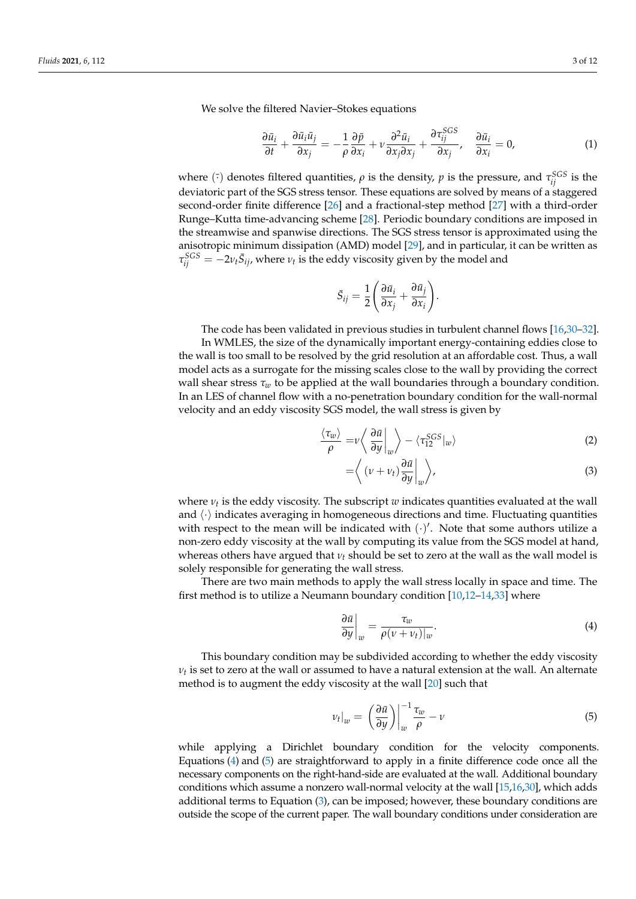We solve the filtered Navier–Stokes equations

$$
\frac{\partial \bar{u}_i}{\partial t} + \frac{\partial \bar{u}_i \bar{u}_j}{\partial x_j} = -\frac{1}{\rho}\frac{\partial \bar{p}}{\partial x_i} + \nu \frac{\partial^2 \bar{u}_i}{\partial x_j \partial x_j} + \frac{\partial \tau_{ij}^{SGS}}{\partial x_j}, \quad \frac{\partial \bar{u}_i}{\partial x_i} = 0, \tag{1}
$$

where $(\bar{\cdot})$ denotes filtered quantities, $\rho$ is the density, $p$ is the pressure, and $\tau_{ij}^{SGS}$ is the deviatoric part of the SGS stress tensor. These equations are solved by means of a staggered second-order finite difference [26] and a fractional-step method [27] with a third-order Runge–Kutta time-advancing scheme [28]. Periodic boundary conditions are imposed in the streamwise and spanwise directions. The SGS stress tensor is approximated using the anisotropic minimum dissipation (AMD) model [29], and in particular, it can be written as $\tau_{ij}^{SGS} = -2\nu_t \bar{S}_{ij}$, where $\nu_t$ is the eddy viscosity given by the model and

$$
\bar{S}_{ij} = \frac{1}{2}\left(\frac{\partial \bar{u}_i}{\partial x_j} + \frac{\partial \bar{u}_j}{\partial x_i}\right).
$$

The code has been validated in previous studies in turbulent channel flows [16,30–32].

In WMLES, the size of the dynamically important energy-containing eddies close to the wall is too small to be resolved by the grid resolution at an affordable cost. Thus, a wall model acts as a surrogate for the missing scales close to the wall by providing the correct wall shear stress $\tau_w$ to be applied at the wall boundaries through a boundary condition. In an LES of channel flow with a no-penetration boundary condition for the wall-normal velocity and an eddy viscosity SGS model, the wall stress is given by

$$
\frac{\langle \tau_w \rangle}{\rho} = \nu \left\langle \left. \frac{\partial \bar{u}}{\partial y} \right|_w \right\rangle - \langle \tau_{12}^{SGS}|_w \rangle \tag{2}
$$

$$
= \left\langle \left. (\nu + \nu_t) \frac{\partial \bar{u}}{\partial y} \right|_w \right\rangle, \tag{3}
$$

where $\nu_t$ is the eddy viscosity. The subscript $w$ indicates quantities evaluated at the wall and $\langle \cdot \rangle$ indicates averaging in homogeneous directions and time. Fluctuating quantities with respect to the mean will be indicated with $(\cdot)'$. Note that some authors utilize a non-zero eddy viscosity at the wall by computing its value from the SGS model at hand, whereas others have argued that $\nu_t$ should be set to zero at the wall as the wall model is solely responsible for generating the wall stress.

There are two main methods to apply the wall stress locally in space and time. The first method is to utilize a Neumann boundary condition [10,12–14,33] where

$$
\left. \frac{\partial \bar{u}}{\partial y} \right|_w = \frac{\tau_w}{\rho (\nu + \nu_t)|_w}. \tag{4}
$$

This boundary condition may be subdivided according to whether the eddy viscosity $\nu_t$ is set to zero at the wall or assumed to have a natural extension at the wall. An alternate method is to augment the eddy viscosity at the wall [20] such that

$$
\nu_t|_w = \left. \left( \frac{\partial \bar{u}}{\partial y} \right) \right|_w^{-1} \frac{\tau_w}{\rho} - \nu \tag{5}
$$

while applying a Dirichlet boundary condition for the velocity components. Equations (4) and (5) are straightforward to apply in a finite difference code once all the necessary components on the right-hand-side are evaluated at the wall. Additional boundary conditions which assume a nonzero wall-normal velocity at the wall [15,16,30], which adds additional terms to Equation (3), can be imposed; however, these boundary conditions are outside the scope of the current paper. The wall boundary conditions under consideration are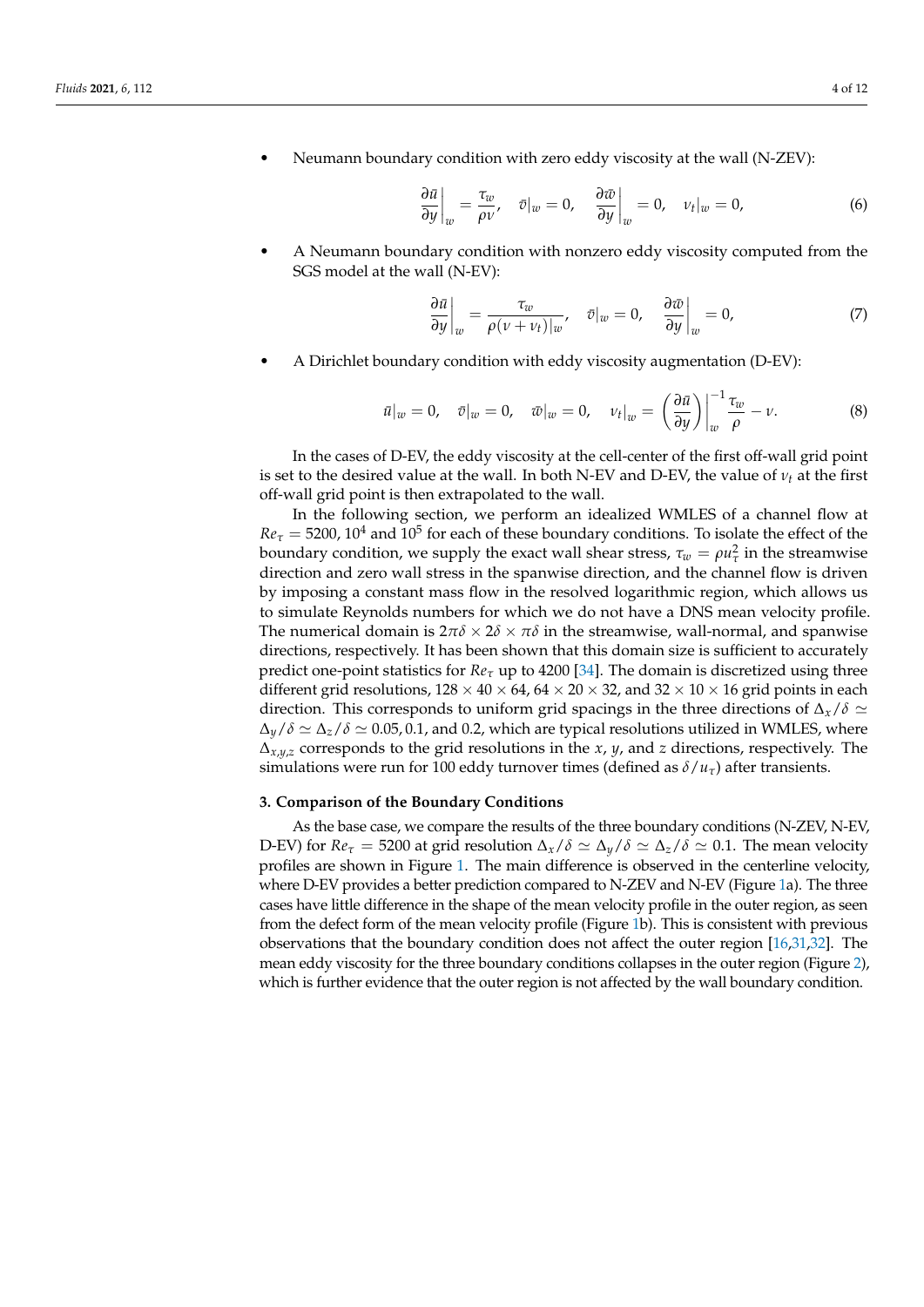- Neumann boundary condition with zero eddy viscosity at the wall (N-ZEV):

$$\left.\frac{\partial \bar{u}}{\partial y}\right|_w = \frac{\tau_w}{\rho \nu}, \quad \bar{v}|_w = 0, \quad \left.\frac{\partial \bar{w}}{\partial y}\right|_w = 0, \quad \nu_t|_w = 0, \tag{6}$$

- A Neumann boundary condition with nonzero eddy viscosity computed from the SGS model at the wall (N-EV):

$$\left.\frac{\partial \bar{u}}{\partial y}\right|_w = \frac{\tau_w}{\rho(\nu + \nu_t)|_w}, \quad \bar{v}|_w = 0, \quad \left.\frac{\partial \bar{w}}{\partial y}\right|_w = 0, \tag{7}$$

- A Dirichlet boundary condition with eddy viscosity augmentation (D-EV):

$$\bar{u}|_w = 0, \quad \bar{v}|_w = 0, \quad \bar{w}|_w = 0, \quad \nu_t|_w = \left.\left(\frac{\partial \bar{u}}{\partial y}\right)\right|_w^{-1} \frac{\tau_w}{\rho} - \nu. \tag{8}$$

In the cases of D-EV, the eddy viscosity at the cell-center of the first off-wall grid point is set to the desired value at the wall. In both N-EV and D-EV, the value of $\nu_t$ at the first off-wall grid point is then extrapolated to the wall.

In the following section, we perform an idealized WMLES of a channel flow at $Re_\tau = 5200$, $10^4$ and $10^5$ for each of these boundary conditions. To isolate the effect of the boundary condition, we supply the exact wall shear stress, $\tau_w = \rho u_\tau^2$ in the streamwise direction and zero wall stress in the spanwise direction, and the channel flow is driven by imposing a constant mass flow in the resolved logarithmic region, which allows us to simulate Reynolds numbers for which we do not have a DNS mean velocity profile. The numerical domain is $2\pi\delta \times 2\delta \times \pi\delta$ in the streamwise, wall-normal, and spanwise directions, respectively. It has been shown that this domain size is sufficient to accurately predict one-point statistics for $Re_\tau$ up to 4200 [34]. The domain is discretized using three different grid resolutions, $128 \times 40 \times 64$, $64 \times 20 \times 32$, and $32 \times 10 \times 16$ grid points in each direction. This corresponds to uniform grid spacings in the three directions of $\Delta_x/\delta \simeq \Delta_y/\delta \simeq \Delta_z/\delta \simeq 0.05, 0.1$, and $0.2$, which are typical resolutions utilized in WMLES, where $\Delta_{x,y,z}$ corresponds to the grid resolutions in the $x$, $y$, and $z$ directions, respectively. The simulations were run for 100 eddy turnover times (defined as $\delta/u_\tau$) after transients.

## 3. Comparison of the Boundary Conditions

As the base case, we compare the results of the three boundary conditions (N-ZEV, N-EV, D-EV) for $Re_\tau = 5200$ at grid resolution $\Delta_x/\delta \simeq \Delta_y/\delta \simeq \Delta_z/\delta \simeq 0.1$. The mean velocity profiles are shown in Figure 1. The main difference is observed in the centerline velocity, where D-EV provides a better prediction compared to N-ZEV and N-EV (Figure 1a). The three cases have little difference in the shape of the mean velocity profile in the outer region, as seen from the defect form of the mean velocity profile (Figure 1b). This is consistent with previous observations that the boundary condition does not affect the outer region [16,31,32]. The mean eddy viscosity for the three boundary conditions collapses in the outer region (Figure 2), which is further evidence that the outer region is not affected by the wall boundary condition.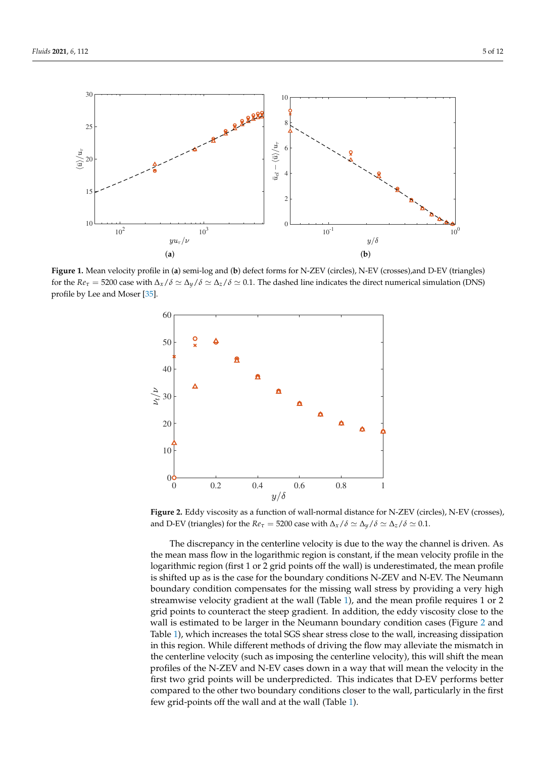**Figure 1.** Mean velocity profile in (**a**) semi-log and (**b**) defect forms for N-ZEV (circles), N-EV (crosses),and D-EV (triangles) for the $Re_\tau = 5200$ case with $\Delta_x/\delta \simeq \Delta_y/\delta \simeq \Delta_z/\delta \simeq 0.1$. The dashed line indicates the direct numerical simulation (DNS) profile by Lee and Moser [35].

**Figure 2.** Eddy viscosity as a function of wall-normal distance for N-ZEV (circles), N-EV (crosses), and D-EV (triangles) for the $Re_\tau = 5200$ case with $\Delta_x/\delta \simeq \Delta_y/\delta \simeq \Delta_z/\delta \simeq 0.1$.

The discrepancy in the centerline velocity is due to the way the channel is driven. As the mean mass flow in the logarithmic region is constant, if the mean velocity profile in the logarithmic region (first 1 or 2 grid points off the wall) is underestimated, the mean profile is shifted up as is the case for the boundary conditions N-ZEV and N-EV. The Neumann boundary condition compensates for the missing wall stress by providing a very high streamwise velocity gradient at the wall (Table 1), and the mean profile requires 1 or 2 grid points to counteract the steep gradient. In addition, the eddy viscosity close to the wall is estimated to be larger in the Neumann boundary condition cases (Figure 2 and Table 1), which increases the total SGS shear stress close to the wall, increasing dissipation in this region. While different methods of driving the flow may alleviate the mismatch in the centerline velocity (such as imposing the centerline velocity), this will shift the mean profiles of the N-ZEV and N-EV cases down in a way that will mean the velocity in the first two grid points will be underpredicted. This indicates that D-EV performs better compared to the other two boundary conditions closer to the wall, particularly in the first few grid-points off the wall and at the wall (Table 1).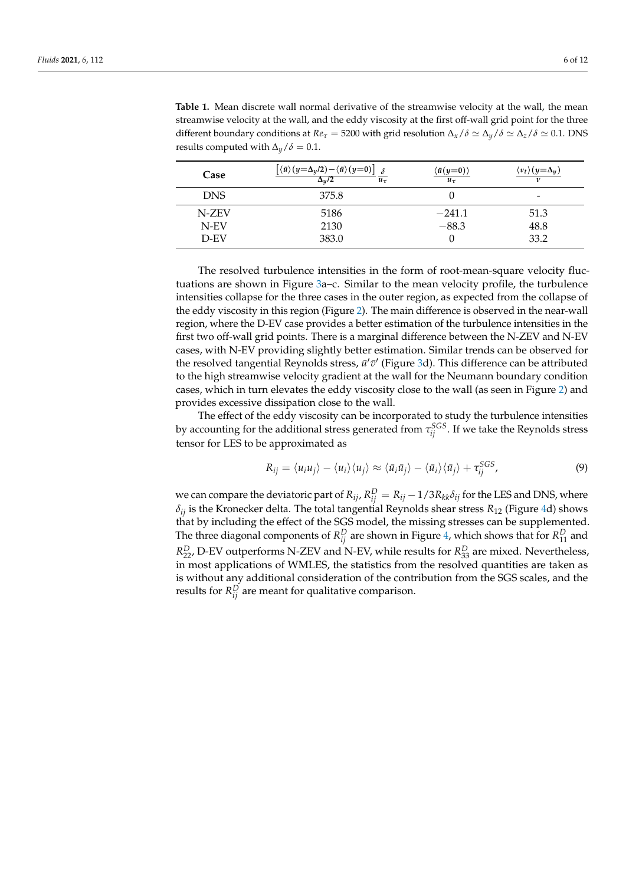**Table 1.** Mean discrete wall normal derivative of the streamwise velocity at the wall, the mean streamwise velocity at the wall, and the eddy viscosity at the first off-wall grid point for the three different boundary conditions at $Re_\tau = 5200$ with grid resolution $\Delta_x/\delta \simeq \Delta_y/\delta \simeq \Delta_z/\delta \simeq 0.1$. DNS results computed with $\Delta_y/\delta = 0.1$.

| Case | $\frac{\left[\langle\bar{u}\rangle(y=\Delta_y/2)-\langle\bar{u}\rangle(y=0)\right]}{\Delta_y/2}\frac{\delta}{u_\tau}$ | $\frac{\langle\bar{u}(y=0)\rangle}{u_\tau}$ | $\frac{\langle\nu_t\rangle(y=\Delta_y)}{\nu}$ |
|---|---|---|---|
| DNS | 375.8 | 0 | - |
| N-ZEV | 5186 | $-241.1$ | 51.3 |
| N-EV | 2130 | $-88.3$ | 48.8 |
| D-EV | 383.0 | 0 | 33.2 |

The resolved turbulence intensities in the form of root-mean-square velocity fluctuations are shown in Figure 3a–c. Similar to the mean velocity profile, the turbulence intensities collapse for the three cases in the outer region, as expected from the collapse of the eddy viscosity in this region (Figure 2). The main difference is observed in the near-wall region, where the D-EV case provides a better estimation of the turbulence intensities in the first two off-wall grid points. There is a marginal difference between the N-ZEV and N-EV cases, with N-EV providing slightly better estimation. Similar trends can be observed for the resolved tangential Reynolds stress, $\bar{u}'\bar{v}'$ (Figure 3d). This difference can be attributed to the high streamwise velocity gradient at the wall for the Neumann boundary condition cases, which in turn elevates the eddy viscosity close to the wall (as seen in Figure 2) and provides excessive dissipation close to the wall.

The effect of the eddy viscosity can be incorporated to study the turbulence intensities by accounting for the additional stress generated from $\tau_{ij}^{SGS}$. If we take the Reynolds stress tensor for LES to be approximated as

$$R_{ij} = \langle u_i u_j \rangle - \langle u_i \rangle \langle u_j \rangle \approx \langle \bar{u}_i \bar{u}_j \rangle - \langle \bar{u}_i \rangle \langle \bar{u}_j \rangle + \tau_{ij}^{SGS}, \tag{9}$$

we can compare the deviatoric part of $R_{ij}$, $R_{ij}^D = R_{ij} - 1/3 R_{kk}\delta_{ij}$ for the LES and DNS, where $\delta_{ij}$ is the Kronecker delta. The total tangential Reynolds shear stress $R_{12}$ (Figure 4d) shows that by including the effect of the SGS model, the missing stresses can be supplemented. The three diagonal components of $R_{ij}^D$ are shown in Figure 4, which shows that for $R_{11}^D$ and $R_{22}^D$, D-EV outperforms N-ZEV and N-EV, while results for $R_{33}^D$ are mixed. Nevertheless, in most applications of WMLES, the statistics from the resolved quantities are taken as is without any additional consideration of the contribution from the SGS scales, and the results for $R_{ij}^D$ are meant for qualitative comparison.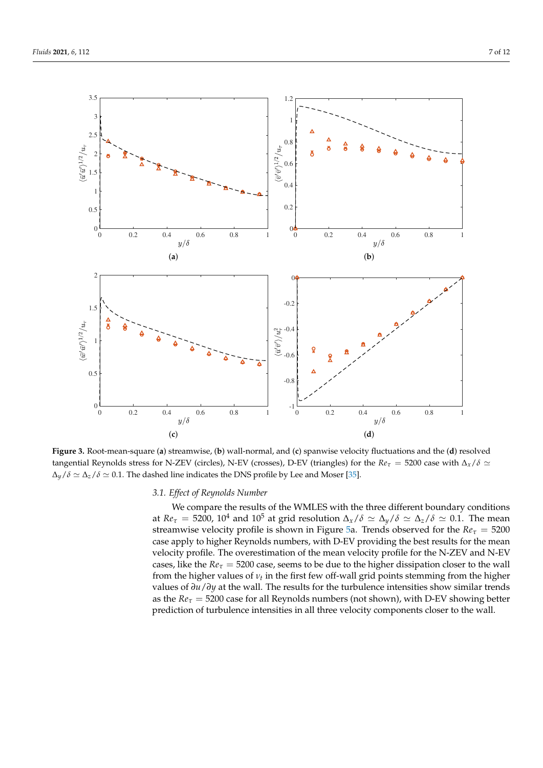**Figure 3.** Root-mean-square (**a**) streamwise, (**b**) wall-normal, and (**c**) spanwise velocity fluctuations and the (**d**) resolved tangential Reynolds stress for N-ZEV (circles), N-EV (crosses), D-EV (triangles) for the $Re_\tau = 5200$ case with $\Delta_x/\delta \simeq \Delta_y/\delta \simeq \Delta_z/\delta \simeq 0.1$. The dashed line indicates the DNS profile by Lee and Moser [35].

### 3.1. Effect of Reynolds Number

We compare the results of the WMLES with the three different boundary conditions at $Re_\tau = 5200$, $10^4$ and $10^5$ at grid resolution $\Delta_x/\delta \simeq \Delta_y/\delta \simeq \Delta_z/\delta \simeq 0.1$. The mean streamwise velocity profile is shown in Figure 5a. Trends observed for the $Re_\tau = 5200$ case apply to higher Reynolds numbers, with D-EV providing the best results for the mean velocity profile. The overestimation of the mean velocity profile for the N-ZEV and N-EV cases, like the $Re_\tau = 5200$ case, seems to be due to the higher dissipation closer to the wall from the higher values of $\nu_t$ in the first few off-wall grid points stemming from the higher values of $\partial u/\partial y$ at the wall. The results for the turbulence intensities show similar trends as the $Re_\tau = 5200$ case for all Reynolds numbers (not shown), with D-EV showing better prediction of turbulence intensities in all three velocity components closer to the wall.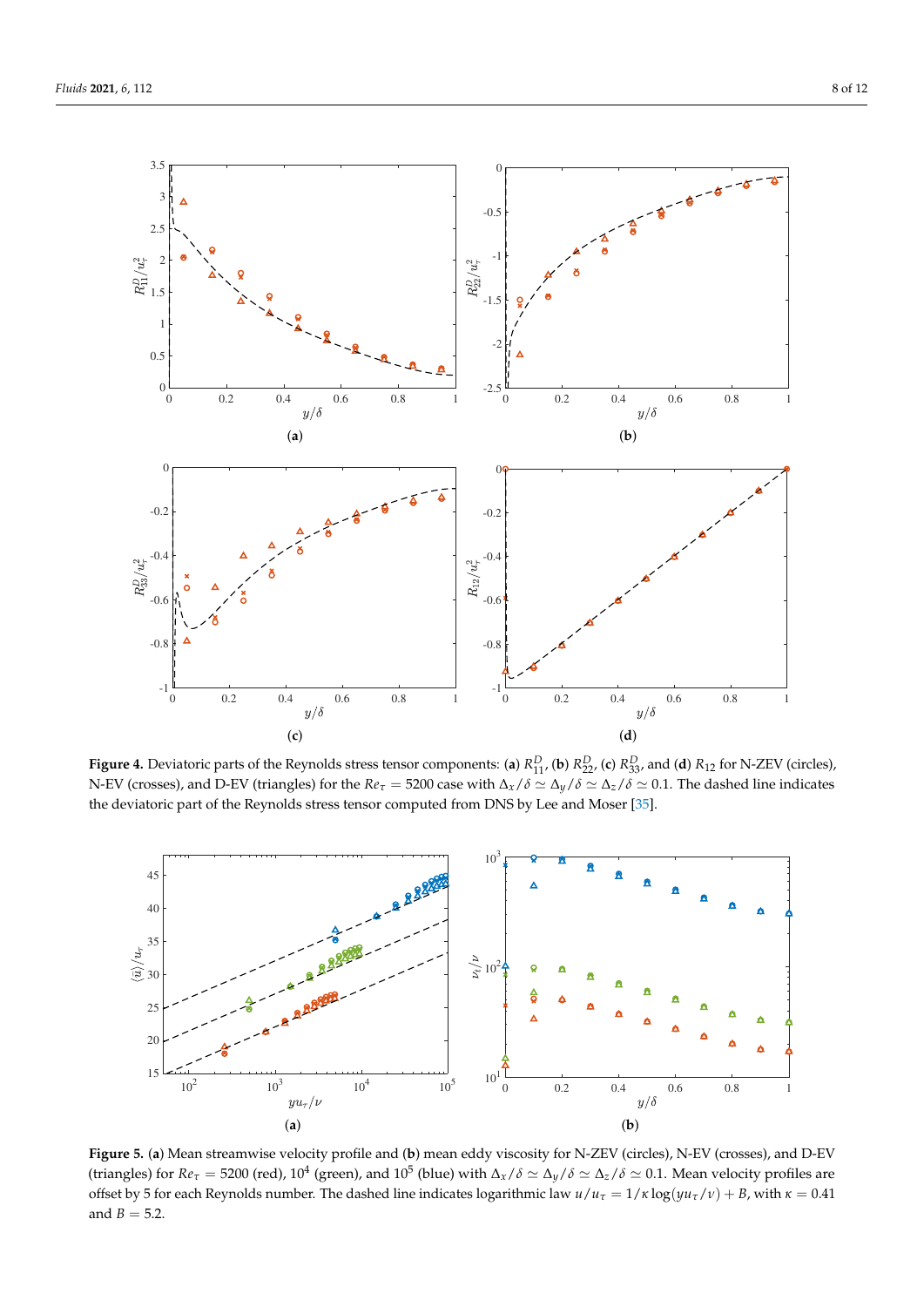**Figure 4.** Deviatoric parts of the Reynolds stress tensor components: (**a**) $R_{11}^D$, (**b**) $R_{22}^D$, (**c**) $R_{33}^D$, and (**d**) $R_{12}$ for N-ZEV (circles), N-EV (crosses), and D-EV (triangles) for the $Re_\tau = 5200$ case with $\Delta_x/\delta \simeq \Delta_y/\delta \simeq \Delta_z/\delta \simeq 0.1$. The dashed line indicates the deviatoric part of the Reynolds stress tensor computed from DNS by Lee and Moser [35].

**Figure 5.** (**a**) Mean streamwise velocity profile and (**b**) mean eddy viscosity for N-ZEV (circles), N-EV (crosses), and D-EV (triangles) for $Re_\tau = 5200$ (red), $10^4$ (green), and $10^5$ (blue) with $\Delta_x/\delta \simeq \Delta_y/\delta \simeq \Delta_z/\delta \simeq 0.1$. Mean velocity profiles are offset by 5 for each Reynolds number. The dashed line indicates logarithmic law $u/u_\tau = 1/\kappa \log(yu_\tau/\nu) + B$, with $\kappa = 0.41$ and $B = 5.2$.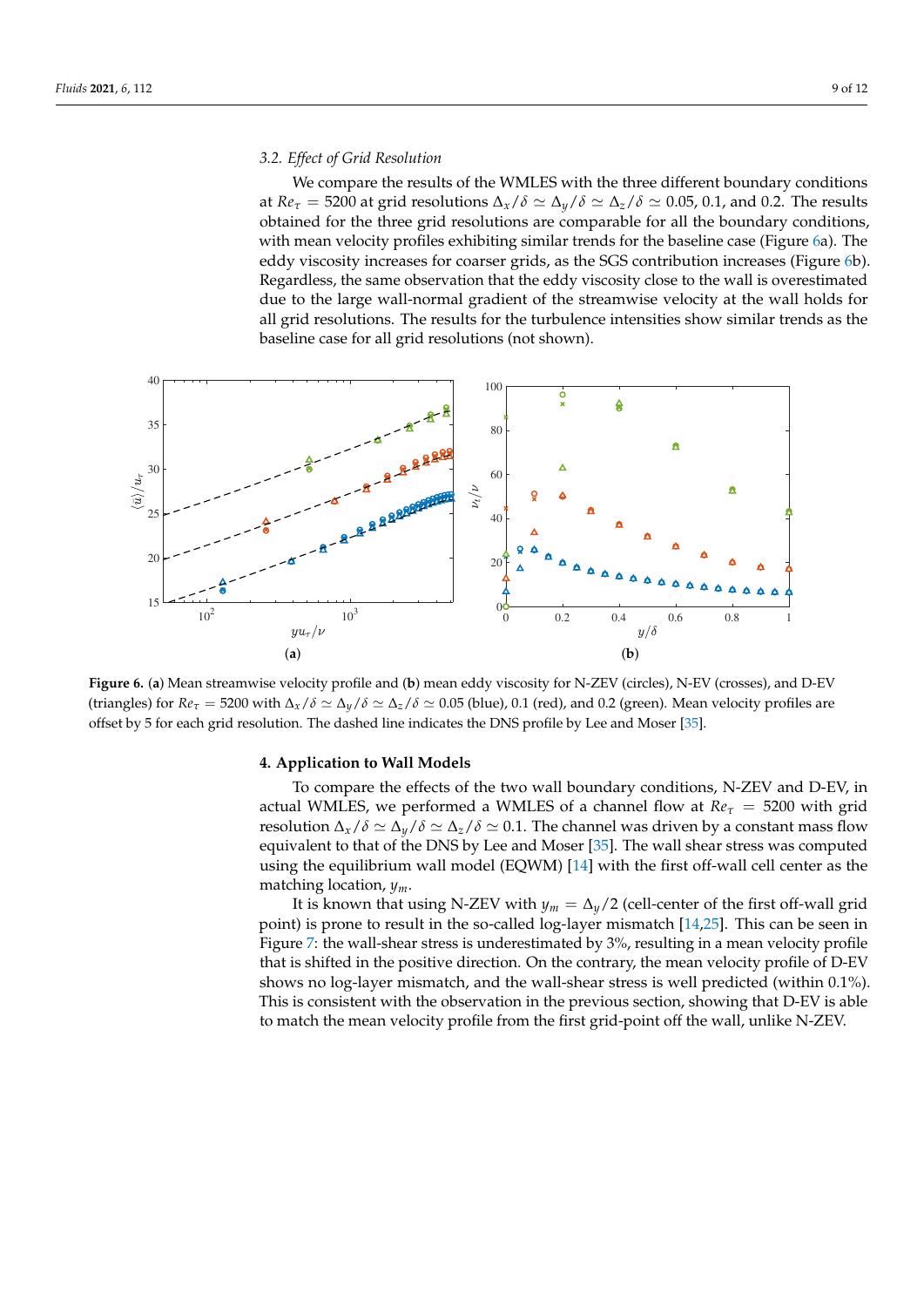### 3.2. Effect of Grid Resolution

We compare the results of the WMLES with the three different boundary conditions at $Re_\tau = 5200$ at grid resolutions $\Delta_x/\delta \simeq \Delta_y/\delta \simeq \Delta_z/\delta \simeq 0.05$, 0.1, and 0.2. The results obtained for the three grid resolutions are comparable for all the boundary conditions, with mean velocity profiles exhibiting similar trends for the baseline case (Figure 6a). The eddy viscosity increases for coarser grids, as the SGS contribution increases (Figure 6b). Regardless, the same observation that the eddy viscosity close to the wall is overestimated due to the large wall-normal gradient of the streamwise velocity at the wall holds for all grid resolutions. The results for the turbulence intensities show similar trends as the baseline case for all grid resolutions (not shown).

**Figure 6.** (**a**) Mean streamwise velocity profile and (**b**) mean eddy viscosity for N-ZEV (circles), N-EV (crosses), and D-EV (triangles) for $Re_\tau = 5200$ with $\Delta_x/\delta \simeq \Delta_y/\delta \simeq \Delta_z/\delta \simeq 0.05$ (blue), 0.1 (red), and 0.2 (green). Mean velocity profiles are offset by 5 for each grid resolution. The dashed line indicates the DNS profile by Lee and Moser [35].

## 4. Application to Wall Models

To compare the effects of the two wall boundary conditions, N-ZEV and D-EV, in actual WMLES, we performed a WMLES of a channel flow at $Re_\tau = 5200$ with grid resolution $\Delta_x/\delta \simeq \Delta_y/\delta \simeq \Delta_z/\delta \simeq 0.1$. The channel was driven by a constant mass flow equivalent to that of the DNS by Lee and Moser [35]. The wall shear stress was computed using the equilibrium wall model (EQWM) [14] with the first off-wall cell center as the matching location, $y_m$.

It is known that using N-ZEV with $y_m = \Delta_y/2$ (cell-center of the first off-wall grid point) is prone to result in the so-called log-layer mismatch [14,25]. This can be seen in Figure 7: the wall-shear stress is underestimated by 3%, resulting in a mean velocity profile that is shifted in the positive direction. On the contrary, the mean velocity profile of D-EV shows no log-layer mismatch, and the wall-shear stress is well predicted (within 0.1%). This is consistent with the observation in the previous section, showing that D-EV is able to match the mean velocity profile from the first grid-point off the wall, unlike N-ZEV.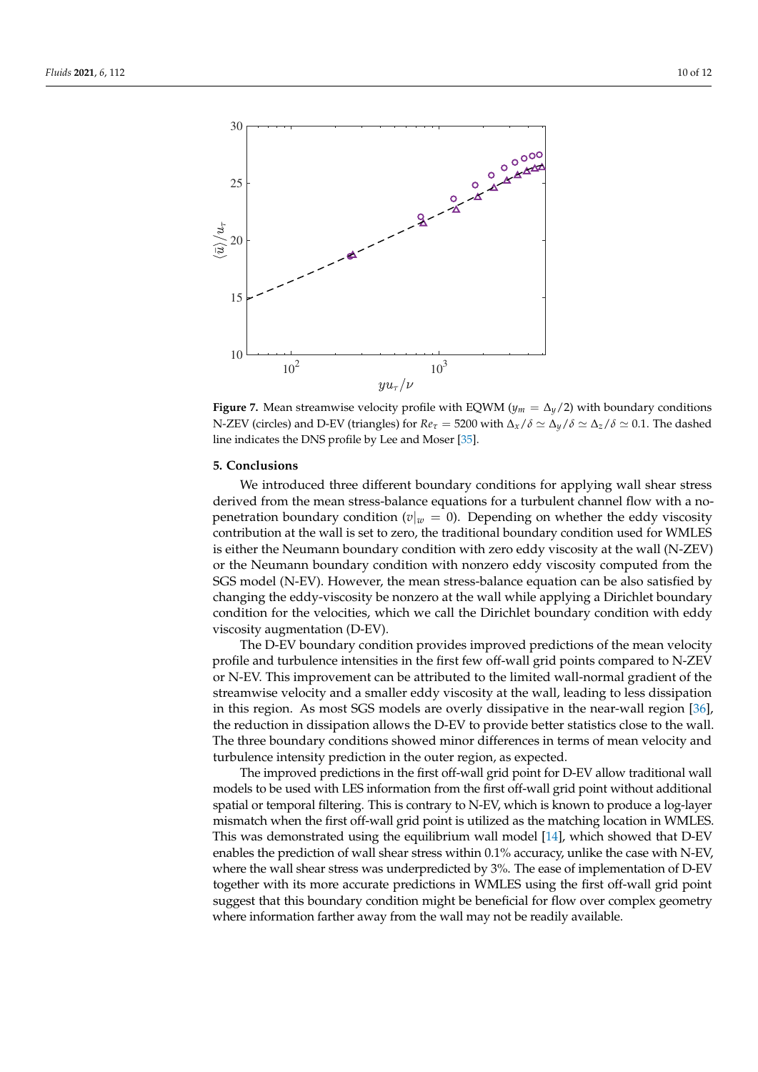**Figure 7.** Mean streamwise velocity profile with EQWM ($y_m = \Delta_y/2$) with boundary conditions N-ZEV (circles) and D-EV (triangles) for $Re_\tau = 5200$ with $\Delta_x/\delta \simeq \Delta_y/\delta \simeq \Delta_z/\delta \simeq 0.1$. The dashed line indicates the DNS profile by Lee and Moser [35].

## 5. Conclusions

We introduced three different boundary conditions for applying wall shear stress derived from the mean stress-balance equations for a turbulent channel flow with a no-penetration boundary condition ($v|_w = 0$). Depending on whether the eddy viscosity contribution at the wall is set to zero, the traditional boundary condition used for WMLES is either the Neumann boundary condition with zero eddy viscosity at the wall (N-ZEV) or the Neumann boundary condition with nonzero eddy viscosity computed from the SGS model (N-EV). However, the mean stress-balance equation can be also satisfied by changing the eddy-viscosity be nonzero at the wall while applying a Dirichlet boundary condition for the velocities, which we call the Dirichlet boundary condition with eddy viscosity augmentation (D-EV).

The D-EV boundary condition provides improved predictions of the mean velocity profile and turbulence intensities in the first few off-wall grid points compared to N-ZEV or N-EV. This improvement can be attributed to the limited wall-normal gradient of the streamwise velocity and a smaller eddy viscosity at the wall, leading to less dissipation in this region. As most SGS models are overly dissipative in the near-wall region [36], the reduction in dissipation allows the D-EV to provide better statistics close to the wall. The three boundary conditions showed minor differences in terms of mean velocity and turbulence intensity prediction in the outer region, as expected.

The improved predictions in the first off-wall grid point for D-EV allow traditional wall models to be used with LES information from the first off-wall grid point without additional spatial or temporal filtering. This is contrary to N-EV, which is known to produce a log-layer mismatch when the first off-wall grid point is utilized as the matching location in WMLES. This was demonstrated using the equilibrium wall model [14], which showed that D-EV enables the prediction of wall shear stress within 0.1% accuracy, unlike the case with N-EV, where the wall shear stress was underpredicted by 3%. The ease of implementation of D-EV together with its more accurate predictions in WMLES using the first off-wall grid point suggest that this boundary condition might be beneficial for flow over complex geometry where information farther away from the wall may not be readily available.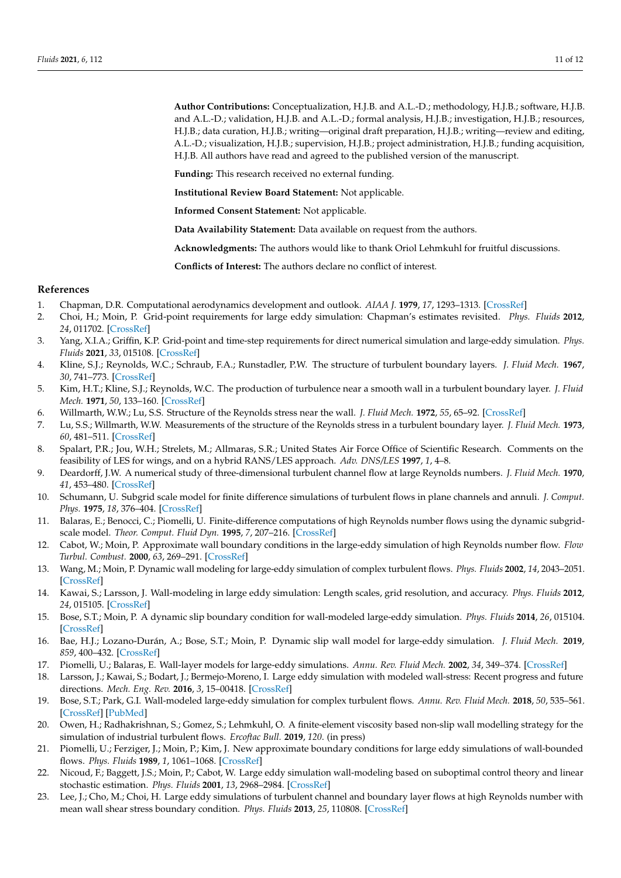**Author Contributions:** Conceptualization, H.J.B. and A.L.-D.; methodology, H.J.B.; software, H.J.B. and A.L.-D.; validation, H.J.B. and A.L.-D.; formal analysis, H.J.B.; investigation, H.J.B.; resources, H.J.B.; data curation, H.J.B.; writing—original draft preparation, H.J.B.; writing—review and editing, A.L.-D.; visualization, H.J.B.; supervision, H.J.B.; project administration, H.J.B.; funding acquisition, H.J.B. All authors have read and agreed to the published version of the manuscript.

**Funding:** This research received no external funding.

**Institutional Review Board Statement:** Not applicable.

**Informed Consent Statement:** Not applicable.

**Data Availability Statement:** Data available on request from the authors.

**Acknowledgments:** The authors would like to thank Oriol Lehmkuhl for fruitful discussions.

**Conflicts of Interest:** The authors declare no conflict of interest.

## References

1. Chapman, D.R. Computational aerodynamics development and outlook. *AIAA J.* **1979**, *17*, 1293–1313. [CrossRef]
2. Choi, H.; Moin, P. Grid-point requirements for large eddy simulation: Chapman's estimates revisited. *Phys. Fluids* **2012**, *24*, 011702. [CrossRef]
3. Yang, X.I.A.; Griffin, K.P. Grid-point and time-step requirements for direct numerical simulation and large-eddy simulation. *Phys. Fluids* **2021**, *33*, 015108. [CrossRef]
4. Kline, S.J.; Reynolds, W.C.; Schraub, F.A.; Runstadler, P.W. The structure of turbulent boundary layers. *J. Fluid Mech.* **1967**, *30*, 741–773. [CrossRef]
5. Kim, H.T.; Kline, S.J.; Reynolds, W.C. The production of turbulence near a smooth wall in a turbulent boundary layer. *J. Fluid Mech.* **1971**, *50*, 133–160. [CrossRef]
6. Willmarth, W.W.; Lu, S.S. Structure of the Reynolds stress near the wall. *J. Fluid Mech.* **1972**, *55*, 65–92. [CrossRef]
7. Lu, S.S.; Willmarth, W.W. Measurements of the structure of the Reynolds stress in a turbulent boundary layer. *J. Fluid Mech.* **1973**, *60*, 481–511. [CrossRef]
8. Spalart, P.R.; Jou, W.H.; Strelets, M.; Allmaras, S.R.; United States Air Force Office of Scientific Research. Comments on the feasibility of LES for wings, and on a hybrid RANS/LES approach. *Adv. DNS/LES* **1997**, *1*, 4–8.
9. Deardorff, J.W. A numerical study of three-dimensional turbulent channel flow at large Reynolds numbers. *J. Fluid Mech.* **1970**, *41*, 453–480. [CrossRef]
10. Schumann, U. Subgrid scale model for finite difference simulations of turbulent flows in plane channels and annuli. *J. Comput. Phys.* **1975**, *18*, 376–404. [CrossRef]
11. Balaras, E.; Benocci, C.; Piomelli, U. Finite-difference computations of high Reynolds number flows using the dynamic subgrid-scale model. *Theor. Comput. Fluid Dyn.* **1995**, *7*, 207–216. [CrossRef]
12. Cabot, W.; Moin, P. Approximate wall boundary conditions in the large-eddy simulation of high Reynolds number flow. *Flow Turbul. Combust.* **2000**, *63*, 269–291. [CrossRef]
13. Wang, M.; Moin, P. Dynamic wall modeling for large-eddy simulation of complex turbulent flows. *Phys. Fluids* **2002**, *14*, 2043–2051. [CrossRef]
14. Kawai, S.; Larsson, J. Wall-modeling in large eddy simulation: Length scales, grid resolution, and accuracy. *Phys. Fluids* **2012**, *24*, 015105. [CrossRef]
15. Bose, S.T.; Moin, P. A dynamic slip boundary condition for wall-modeled large-eddy simulation. *Phys. Fluids* **2014**, *26*, 015104. [CrossRef]
16. Bae, H.J.; Lozano-Durán, A.; Bose, S.T.; Moin, P. Dynamic slip wall model for large-eddy simulation. *J. Fluid Mech.* **2019**, *859*, 400–432. [CrossRef]
17. Piomelli, U.; Balaras, E. Wall-layer models for large-eddy simulations. *Annu. Rev. Fluid Mech.* **2002**, *34*, 349–374. [CrossRef]
18. Larsson, J.; Kawai, S.; Bodart, J.; Bermejo-Moreno, I. Large eddy simulation with modeled wall-stress: Recent progress and future directions. *Mech. Eng. Rev.* **2016**, *3*, 15–00418. [CrossRef]
19. Bose, S.T.; Park, G.I. Wall-modeled large-eddy simulation for complex turbulent flows. *Annu. Rev. Fluid Mech.* **2018**, *50*, 535–561. [CrossRef] [PubMed]
20. Owen, H.; Radhakrishnan, S.; Gomez, S.; Lehmkuhl, O. A finite-element viscosity based non-slip wall modelling strategy for the simulation of industrial turbulent flows. *Ercoftac Bull.* **2019**, *120*. (in press)
21. Piomelli, U.; Ferziger, J.; Moin, P.; Kim, J. New approximate boundary conditions for large eddy simulations of wall-bounded flows. *Phys. Fluids* **1989**, *1*, 1061–1068. [CrossRef]
22. Nicoud, F.; Baggett, J.S.; Moin, P.; Cabot, W. Large eddy simulation wall-modeling based on suboptimal control theory and linear stochastic estimation. *Phys. Fluids* **2001**, *13*, 2968–2984. [CrossRef]
23. Lee, J.; Cho, M.; Choi, H. Large eddy simulations of turbulent channel and boundary layer flows at high Reynolds number with mean wall shear stress boundary condition. *Phys. Fluids* **2013**, *25*, 110808. [CrossRef]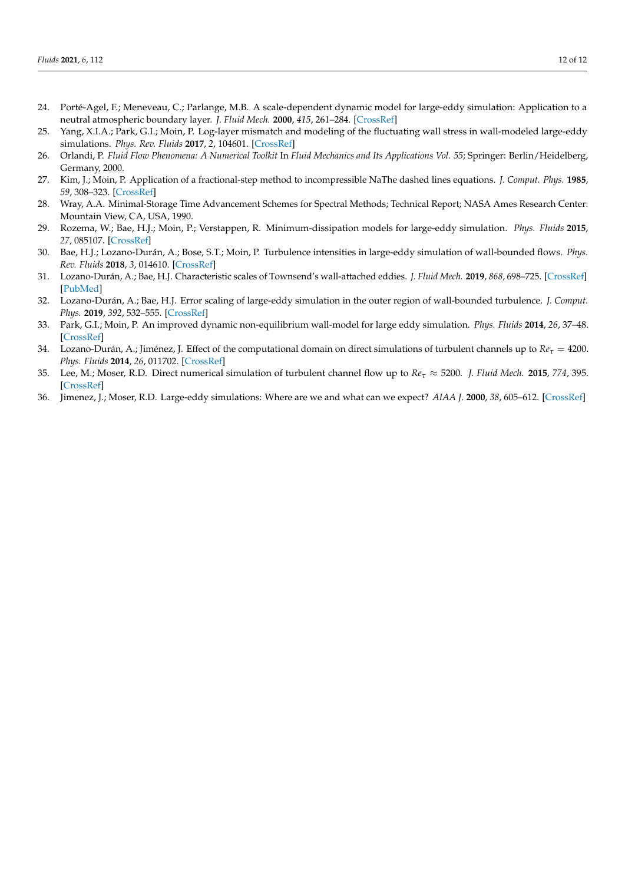24. Porté-Agel, F.; Meneveau, C.; Parlange, M.B. A scale-dependent dynamic model for large-eddy simulation: Application to a neutral atmospheric boundary layer. *J. Fluid Mech.* **2000**, *415*, 261–284. [CrossRef]
25. Yang, X.I.A.; Park, G.I.; Moin, P. Log-layer mismatch and modeling of the fluctuating wall stress in wall-modeled large-eddy simulations. *Phys. Rev. Fluids* **2017**, *2*, 104601. [CrossRef]
26. Orlandi, P. *Fluid Flow Phenomena: A Numerical Toolkit* In *Fluid Mechanics and Its Applications Vol. 55*; Springer: Berlin/Heidelberg, Germany, 2000.
27. Kim, J.; Moin, P. Application of a fractional-step method to incompressible NaThe dashed lines equations. *J. Comput. Phys.* **1985**, *59*, 308–323. [CrossRef]
28. Wray, A.A. Minimal-Storage Time Advancement Schemes for Spectral Methods; Technical Report; NASA Ames Research Center: Mountain View, CA, USA, 1990.
29. Rozema, W.; Bae, H.J.; Moin, P.; Verstappen, R. Minimum-dissipation models for large-eddy simulation. *Phys. Fluids* **2015**, *27*, 085107. [CrossRef]
30. Bae, H.J.; Lozano-Durán, A.; Bose, S.T.; Moin, P. Turbulence intensities in large-eddy simulation of wall-bounded flows. *Phys. Rev. Fluids* **2018**, *3*, 014610. [CrossRef]
31. Lozano-Durán, A.; Bae, H.J. Characteristic scales of Townsend's wall-attached eddies. *J. Fluid Mech.* **2019**, *868*, 698–725. [CrossRef] [PubMed]
32. Lozano-Durán, A.; Bae, H.J. Error scaling of large-eddy simulation in the outer region of wall-bounded turbulence. *J. Comput. Phys.* **2019**, *392*, 532–555. [CrossRef]
33. Park, G.I.; Moin, P. An improved dynamic non-equilibrium wall-model for large eddy simulation. *Phys. Fluids* **2014**, *26*, 37–48. [CrossRef]
34. Lozano-Durán, A.; Jiménez, J. Effect of the computational domain on direct simulations of turbulent channels up to $Re_\tau = 4200$. *Phys. Fluids* **2014**, *26*, 011702. [CrossRef]
35. Lee, M.; Moser, R.D. Direct numerical simulation of turbulent channel flow up to $Re_\tau \approx 5200$. *J. Fluid Mech.* **2015**, *774*, 395. [CrossRef]
36. Jimenez, J.; Moser, R.D. Large-eddy simulations: Where are we and what can we expect? *AIAA J.* **2000**, *38*, 605–612. [CrossRef]